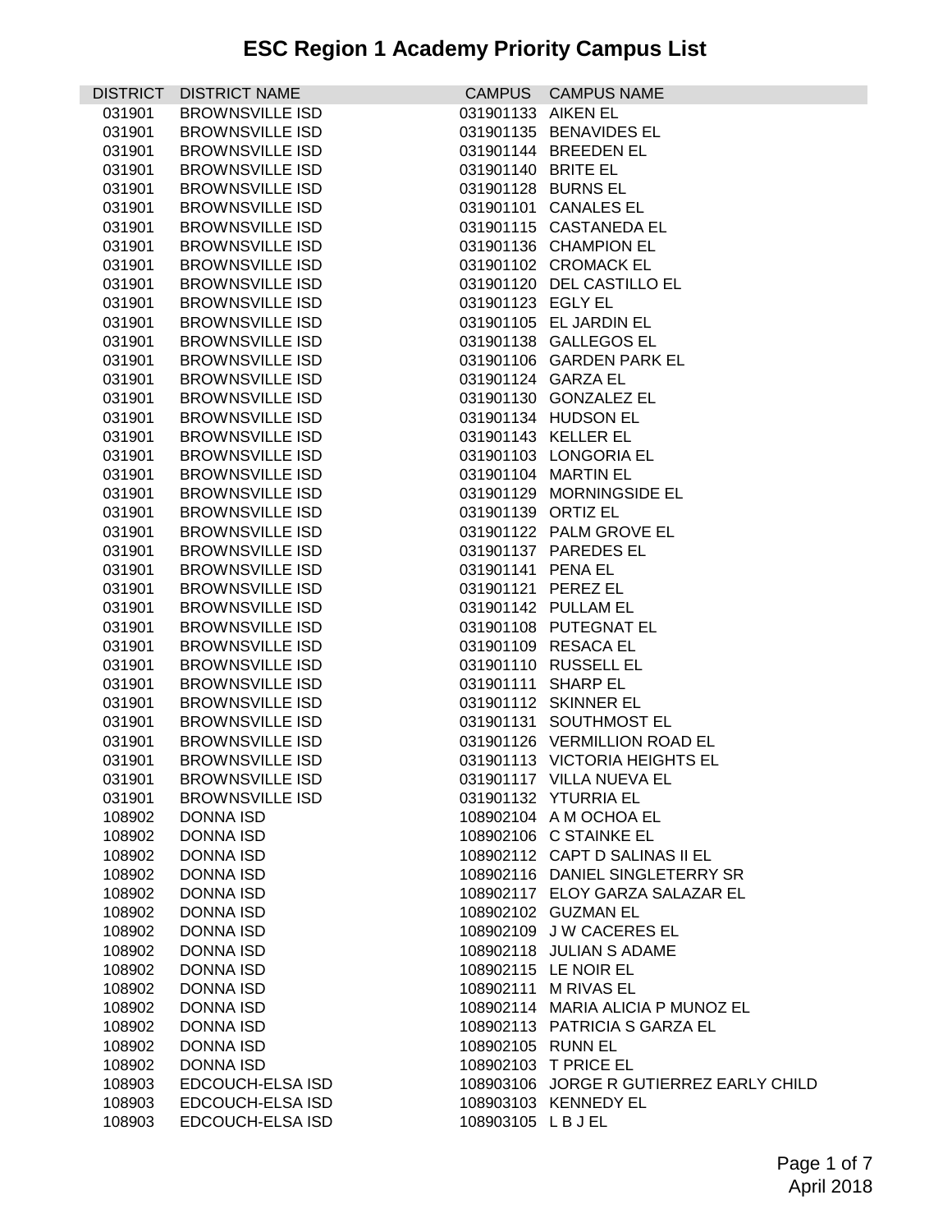# ESC Region 1 Academy Priority Campus List

| DISTRICT | DISTRICT NAME | CAMPUS | CAMPUS NAME |
|---|---|---|---|
| 031901 | BROWNSVILLE ISD | 031901133 | AIKEN EL |
| 031901 | BROWNSVILLE ISD | 031901135 | BENAVIDES EL |
| 031901 | BROWNSVILLE ISD | 031901144 | BREEDEN EL |
| 031901 | BROWNSVILLE ISD | 031901140 | BRITE EL |
| 031901 | BROWNSVILLE ISD | 031901128 | BURNS EL |
| 031901 | BROWNSVILLE ISD | 031901101 | CANALES EL |
| 031901 | BROWNSVILLE ISD | 031901115 | CASTANEDA EL |
| 031901 | BROWNSVILLE ISD | 031901136 | CHAMPION EL |
| 031901 | BROWNSVILLE ISD | 031901102 | CROMACK EL |
| 031901 | BROWNSVILLE ISD | 031901120 | DEL CASTILLO EL |
| 031901 | BROWNSVILLE ISD | 031901123 | EGLY EL |
| 031901 | BROWNSVILLE ISD | 031901105 | EL JARDIN EL |
| 031901 | BROWNSVILLE ISD | 031901138 | GALLEGOS EL |
| 031901 | BROWNSVILLE ISD | 031901106 | GARDEN PARK EL |
| 031901 | BROWNSVILLE ISD | 031901124 | GARZA EL |
| 031901 | BROWNSVILLE ISD | 031901130 | GONZALEZ EL |
| 031901 | BROWNSVILLE ISD | 031901134 | HUDSON EL |
| 031901 | BROWNSVILLE ISD | 031901143 | KELLER EL |
| 031901 | BROWNSVILLE ISD | 031901103 | LONGORIA EL |
| 031901 | BROWNSVILLE ISD | 031901104 | MARTIN EL |
| 031901 | BROWNSVILLE ISD | 031901129 | MORNINGSIDE EL |
| 031901 | BROWNSVILLE ISD | 031901139 | ORTIZ EL |
| 031901 | BROWNSVILLE ISD | 031901122 | PALM GROVE EL |
| 031901 | BROWNSVILLE ISD | 031901137 | PAREDES EL |
| 031901 | BROWNSVILLE ISD | 031901141 | PENA EL |
| 031901 | BROWNSVILLE ISD | 031901121 | PEREZ EL |
| 031901 | BROWNSVILLE ISD | 031901142 | PULLAM EL |
| 031901 | BROWNSVILLE ISD | 031901108 | PUTEGNAT EL |
| 031901 | BROWNSVILLE ISD | 031901109 | RESACA EL |
| 031901 | BROWNSVILLE ISD | 031901110 | RUSSELL EL |
| 031901 | BROWNSVILLE ISD | 031901111 | SHARP EL |
| 031901 | BROWNSVILLE ISD | 031901112 | SKINNER EL |
| 031901 | BROWNSVILLE ISD | 031901131 | SOUTHMOST EL |
| 031901 | BROWNSVILLE ISD | 031901126 | VERMILLION ROAD EL |
| 031901 | BROWNSVILLE ISD | 031901113 | VICTORIA HEIGHTS EL |
| 031901 | BROWNSVILLE ISD | 031901117 | VILLA NUEVA EL |
| 031901 | BROWNSVILLE ISD | 031901132 | YTURRIA EL |
| 108902 | DONNA ISD | 108902104 | A M OCHOA EL |
| 108902 | DONNA ISD | 108902106 | C STAINKE EL |
| 108902 | DONNA ISD | 108902112 | CAPT D SALINAS II EL |
| 108902 | DONNA ISD | 108902116 | DANIEL SINGLETERRY SR |
| 108902 | DONNA ISD | 108902117 | ELOY GARZA SALAZAR EL |
| 108902 | DONNA ISD | 108902102 | GUZMAN EL |
| 108902 | DONNA ISD | 108902109 | J W CACERES EL |
| 108902 | DONNA ISD | 108902118 | JULIAN S ADAME |
| 108902 | DONNA ISD | 108902115 | LE NOIR EL |
| 108902 | DONNA ISD | 108902111 | M RIVAS EL |
| 108902 | DONNA ISD | 108902114 | MARIA ALICIA P MUNOZ EL |
| 108902 | DONNA ISD | 108902113 | PATRICIA S GARZA EL |
| 108902 | DONNA ISD | 108902105 | RUNN EL |
| 108902 | DONNA ISD | 108902103 | T PRICE EL |
| 108903 | EDCOUCH-ELSA ISD | 108903106 | JORGE R GUTIERREZ EARLY CHILD |
| 108903 | EDCOUCH-ELSA ISD | 108903103 | KENNEDY EL |
| 108903 | EDCOUCH-ELSA ISD | 108903105 | L B J EL |

April 2018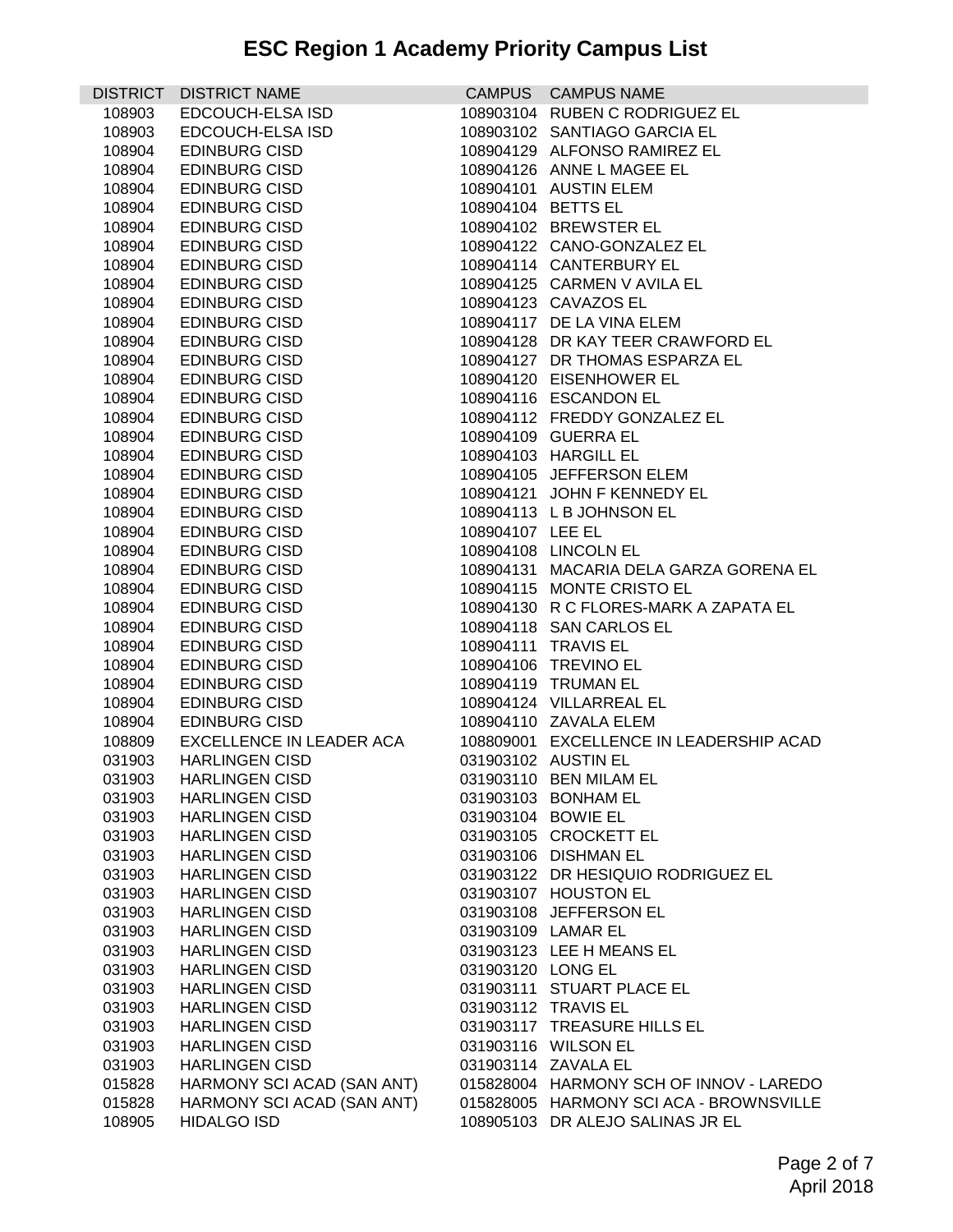# ESC Region 1 Academy Priority Campus List

| DISTRICT | DISTRICT NAME | CAMPUS | CAMPUS NAME |
|---|---|---|---|
| 108903 | EDCOUCH-ELSA ISD | 108903104 | RUBEN C RODRIGUEZ EL |
| 108903 | EDCOUCH-ELSA ISD | 108903102 | SANTIAGO GARCIA EL |
| 108904 | EDINBURG CISD | 108904129 | ALFONSO RAMIREZ EL |
| 108904 | EDINBURG CISD | 108904126 | ANNE L MAGEE EL |
| 108904 | EDINBURG CISD | 108904101 | AUSTIN ELEM |
| 108904 | EDINBURG CISD | 108904104 | BETTS EL |
| 108904 | EDINBURG CISD | 108904102 | BREWSTER EL |
| 108904 | EDINBURG CISD | 108904122 | CANO-GONZALEZ EL |
| 108904 | EDINBURG CISD | 108904114 | CANTERBURY EL |
| 108904 | EDINBURG CISD | 108904125 | CARMEN V AVILA EL |
| 108904 | EDINBURG CISD | 108904123 | CAVAZOS EL |
| 108904 | EDINBURG CISD | 108904117 | DE LA VINA ELEM |
| 108904 | EDINBURG CISD | 108904128 | DR KAY TEER CRAWFORD EL |
| 108904 | EDINBURG CISD | 108904127 | DR THOMAS ESPARZA EL |
| 108904 | EDINBURG CISD | 108904120 | EISENHOWER EL |
| 108904 | EDINBURG CISD | 108904116 | ESCANDON EL |
| 108904 | EDINBURG CISD | 108904112 | FREDDY GONZALEZ EL |
| 108904 | EDINBURG CISD | 108904109 | GUERRA EL |
| 108904 | EDINBURG CISD | 108904103 | HARGILL EL |
| 108904 | EDINBURG CISD | 108904105 | JEFFERSON ELEM |
| 108904 | EDINBURG CISD | 108904121 | JOHN F KENNEDY EL |
| 108904 | EDINBURG CISD | 108904113 | L B JOHNSON EL |
| 108904 | EDINBURG CISD | 108904107 | LEE EL |
| 108904 | EDINBURG CISD | 108904108 | LINCOLN EL |
| 108904 | EDINBURG CISD | 108904131 | MACARIA DELA GARZA GORENA EL |
| 108904 | EDINBURG CISD | 108904115 | MONTE CRISTO EL |
| 108904 | EDINBURG CISD | 108904130 | R C FLORES-MARK A ZAPATA EL |
| 108904 | EDINBURG CISD | 108904118 | SAN CARLOS EL |
| 108904 | EDINBURG CISD | 108904111 | TRAVIS EL |
| 108904 | EDINBURG CISD | 108904106 | TREVINO EL |
| 108904 | EDINBURG CISD | 108904119 | TRUMAN EL |
| 108904 | EDINBURG CISD | 108904124 | VILLARREAL EL |
| 108904 | EDINBURG CISD | 108904110 | ZAVALA ELEM |
| 108809 | EXCELLENCE IN LEADER ACA | 108809001 | EXCELLENCE IN LEADERSHIP ACAD |
| 031903 | HARLINGEN CISD | 031903102 | AUSTIN EL |
| 031903 | HARLINGEN CISD | 031903110 | BEN MILAM EL |
| 031903 | HARLINGEN CISD | 031903103 | BONHAM EL |
| 031903 | HARLINGEN CISD | 031903104 | BOWIE EL |
| 031903 | HARLINGEN CISD | 031903105 | CROCKETT EL |
| 031903 | HARLINGEN CISD | 031903106 | DISHMAN EL |
| 031903 | HARLINGEN CISD | 031903122 | DR HESIQUIO RODRIGUEZ EL |
| 031903 | HARLINGEN CISD | 031903107 | HOUSTON EL |
| 031903 | HARLINGEN CISD | 031903108 | JEFFERSON EL |
| 031903 | HARLINGEN CISD | 031903109 | LAMAR EL |
| 031903 | HARLINGEN CISD | 031903123 | LEE H MEANS EL |
| 031903 | HARLINGEN CISD | 031903120 | LONG EL |
| 031903 | HARLINGEN CISD | 031903111 | STUART PLACE EL |
| 031903 | HARLINGEN CISD | 031903112 | TRAVIS EL |
| 031903 | HARLINGEN CISD | 031903117 | TREASURE HILLS EL |
| 031903 | HARLINGEN CISD | 031903116 | WILSON EL |
| 031903 | HARLINGEN CISD | 031903114 | ZAVALA EL |
| 015828 | HARMONY SCI ACAD (SAN ANT) | 015828004 | HARMONY SCH OF INNOV - LAREDO |
| 015828 | HARMONY SCI ACAD (SAN ANT) | 015828005 | HARMONY SCI ACA - BROWNSVILLE |
| 108905 | HIDALGO ISD | 108905103 | DR ALEJO SALINAS JR EL |

April 2018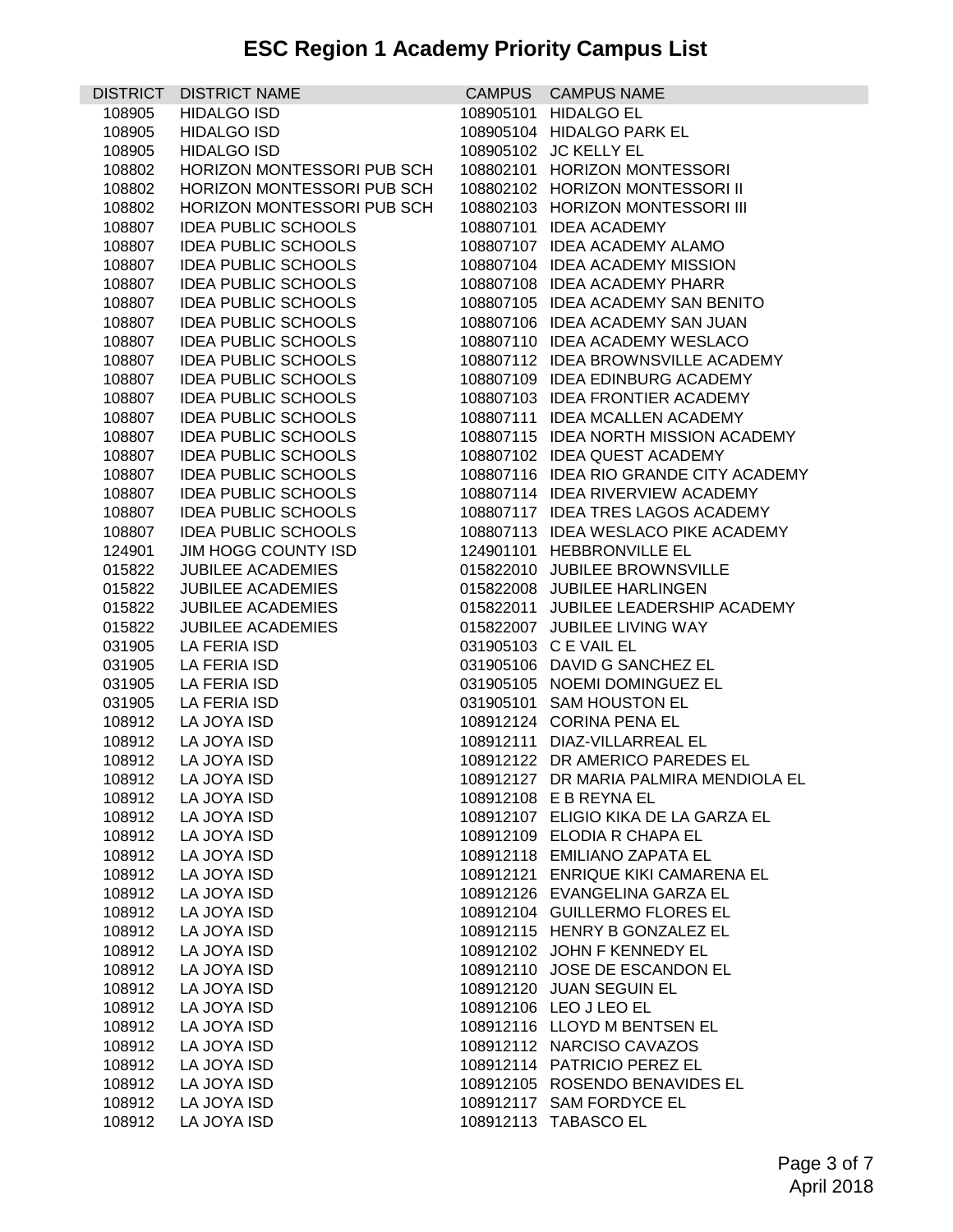# ESC Region 1 Academy Priority Campus List

| DISTRICT | DISTRICT NAME | CAMPUS | CAMPUS NAME |
|---|---|---|---|
| 108905 | HIDALGO ISD | 108905101 | HIDALGO EL |
| 108905 | HIDALGO ISD | 108905104 | HIDALGO PARK EL |
| 108905 | HIDALGO ISD | 108905102 | JC KELLY EL |
| 108802 | HORIZON MONTESSORI PUB SCH | 108802101 | HORIZON MONTESSORI |
| 108802 | HORIZON MONTESSORI PUB SCH | 108802102 | HORIZON MONTESSORI II |
| 108802 | HORIZON MONTESSORI PUB SCH | 108802103 | HORIZON MONTESSORI III |
| 108807 | IDEA PUBLIC SCHOOLS | 108807101 | IDEA ACADEMY |
| 108807 | IDEA PUBLIC SCHOOLS | 108807107 | IDEA ACADEMY ALAMO |
| 108807 | IDEA PUBLIC SCHOOLS | 108807104 | IDEA ACADEMY MISSION |
| 108807 | IDEA PUBLIC SCHOOLS | 108807108 | IDEA ACADEMY PHARR |
| 108807 | IDEA PUBLIC SCHOOLS | 108807105 | IDEA ACADEMY SAN BENITO |
| 108807 | IDEA PUBLIC SCHOOLS | 108807106 | IDEA ACADEMY SAN JUAN |
| 108807 | IDEA PUBLIC SCHOOLS | 108807110 | IDEA ACADEMY WESLACO |
| 108807 | IDEA PUBLIC SCHOOLS | 108807112 | IDEA BROWNSVILLE ACADEMY |
| 108807 | IDEA PUBLIC SCHOOLS | 108807109 | IDEA EDINBURG ACADEMY |
| 108807 | IDEA PUBLIC SCHOOLS | 108807103 | IDEA FRONTIER ACADEMY |
| 108807 | IDEA PUBLIC SCHOOLS | 108807111 | IDEA MCALLEN ACADEMY |
| 108807 | IDEA PUBLIC SCHOOLS | 108807115 | IDEA NORTH MISSION ACADEMY |
| 108807 | IDEA PUBLIC SCHOOLS | 108807102 | IDEA QUEST ACADEMY |
| 108807 | IDEA PUBLIC SCHOOLS | 108807116 | IDEA RIO GRANDE CITY ACADEMY |
| 108807 | IDEA PUBLIC SCHOOLS | 108807114 | IDEA RIVERVIEW ACADEMY |
| 108807 | IDEA PUBLIC SCHOOLS | 108807117 | IDEA TRES LAGOS ACADEMY |
| 108807 | IDEA PUBLIC SCHOOLS | 108807113 | IDEA WESLACO PIKE ACADEMY |
| 124901 | JIM HOGG COUNTY ISD | 124901101 | HEBBRONVILLE EL |
| 015822 | JUBILEE ACADEMIES | 015822010 | JUBILEE BROWNSVILLE |
| 015822 | JUBILEE ACADEMIES | 015822008 | JUBILEE HARLINGEN |
| 015822 | JUBILEE ACADEMIES | 015822011 | JUBILEE LEADERSHIP ACADEMY |
| 015822 | JUBILEE ACADEMIES | 015822007 | JUBILEE LIVING WAY |
| 031905 | LA FERIA ISD | 031905103 | C E VAIL EL |
| 031905 | LA FERIA ISD | 031905106 | DAVID G SANCHEZ EL |
| 031905 | LA FERIA ISD | 031905105 | NOEMI DOMINGUEZ EL |
| 031905 | LA FERIA ISD | 031905101 | SAM HOUSTON EL |
| 108912 | LA JOYA ISD | 108912124 | CORINA PENA EL |
| 108912 | LA JOYA ISD | 108912111 | DIAZ-VILLARREAL EL |
| 108912 | LA JOYA ISD | 108912122 | DR AMERICO PAREDES EL |
| 108912 | LA JOYA ISD | 108912127 | DR MARIA PALMIRA MENDIOLA EL |
| 108912 | LA JOYA ISD | 108912108 | E B REYNA EL |
| 108912 | LA JOYA ISD | 108912107 | ELIGIO KIKA DE LA GARZA EL |
| 108912 | LA JOYA ISD | 108912109 | ELODIA R CHAPA EL |
| 108912 | LA JOYA ISD | 108912118 | EMILIANO ZAPATA EL |
| 108912 | LA JOYA ISD | 108912121 | ENRIQUE KIKI CAMARENA EL |
| 108912 | LA JOYA ISD | 108912126 | EVANGELINA GARZA EL |
| 108912 | LA JOYA ISD | 108912104 | GUILLERMO FLORES EL |
| 108912 | LA JOYA ISD | 108912115 | HENRY B GONZALEZ EL |
| 108912 | LA JOYA ISD | 108912102 | JOHN F KENNEDY EL |
| 108912 | LA JOYA ISD | 108912110 | JOSE DE ESCANDON EL |
| 108912 | LA JOYA ISD | 108912120 | JUAN SEGUIN EL |
| 108912 | LA JOYA ISD | 108912106 | LEO J LEO EL |
| 108912 | LA JOYA ISD | 108912116 | LLOYD M BENTSEN EL |
| 108912 | LA JOYA ISD | 108912112 | NARCISO CAVAZOS |
| 108912 | LA JOYA ISD | 108912114 | PATRICIO PEREZ EL |
| 108912 | LA JOYA ISD | 108912105 | ROSENDO BENAVIDES EL |
| 108912 | LA JOYA ISD | 108912117 | SAM FORDYCE EL |
| 108912 | LA JOYA ISD | 108912113 | TABASCO EL |

April 2018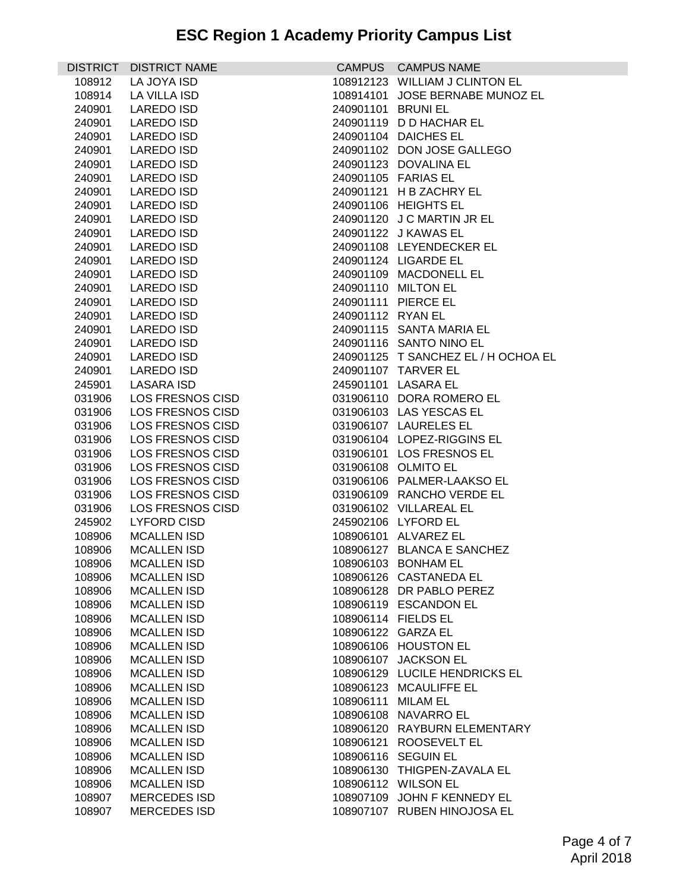# ESC Region 1 Academy Priority Campus List

| DISTRICT | DISTRICT NAME | CAMPUS | CAMPUS NAME |
|---|---|---|---|
| 108912 | LA JOYA ISD | 108912123 | WILLIAM J CLINTON EL |
| 108914 | LA VILLA ISD | 108914101 | JOSE BERNABE MUNOZ EL |
| 240901 | LAREDO ISD | 240901101 | BRUNI EL |
| 240901 | LAREDO ISD | 240901119 | D D HACHAR EL |
| 240901 | LAREDO ISD | 240901104 | DAICHES EL |
| 240901 | LAREDO ISD | 240901102 | DON JOSE GALLEGO |
| 240901 | LAREDO ISD | 240901123 | DOVALINA EL |
| 240901 | LAREDO ISD | 240901105 | FARIAS EL |
| 240901 | LAREDO ISD | 240901121 | H B ZACHRY EL |
| 240901 | LAREDO ISD | 240901106 | HEIGHTS EL |
| 240901 | LAREDO ISD | 240901120 | J C MARTIN JR EL |
| 240901 | LAREDO ISD | 240901122 | J KAWAS EL |
| 240901 | LAREDO ISD | 240901108 | LEYENDECKER EL |
| 240901 | LAREDO ISD | 240901124 | LIGARDE EL |
| 240901 | LAREDO ISD | 240901109 | MACDONELL EL |
| 240901 | LAREDO ISD | 240901110 | MILTON EL |
| 240901 | LAREDO ISD | 240901111 | PIERCE EL |
| 240901 | LAREDO ISD | 240901112 | RYAN EL |
| 240901 | LAREDO ISD | 240901115 | SANTA MARIA EL |
| 240901 | LAREDO ISD | 240901116 | SANTO NINO EL |
| 240901 | LAREDO ISD | 240901125 | T SANCHEZ EL / H OCHOA EL |
| 240901 | LAREDO ISD | 240901107 | TARVER EL |
| 245901 | LASARA ISD | 245901101 | LASARA EL |
| 031906 | LOS FRESNOS CISD | 031906110 | DORA ROMERO EL |
| 031906 | LOS FRESNOS CISD | 031906103 | LAS YESCAS EL |
| 031906 | LOS FRESNOS CISD | 031906107 | LAURELES EL |
| 031906 | LOS FRESNOS CISD | 031906104 | LOPEZ-RIGGINS EL |
| 031906 | LOS FRESNOS CISD | 031906101 | LOS FRESNOS EL |
| 031906 | LOS FRESNOS CISD | 031906108 | OLMITO EL |
| 031906 | LOS FRESNOS CISD | 031906106 | PALMER-LAAKSO EL |
| 031906 | LOS FRESNOS CISD | 031906109 | RANCHO VERDE EL |
| 031906 | LOS FRESNOS CISD | 031906102 | VILLAREAL EL |
| 245902 | LYFORD CISD | 245902106 | LYFORD EL |
| 108906 | MCALLEN ISD | 108906101 | ALVAREZ EL |
| 108906 | MCALLEN ISD | 108906127 | BLANCA E SANCHEZ |
| 108906 | MCALLEN ISD | 108906103 | BONHAM EL |
| 108906 | MCALLEN ISD | 108906126 | CASTANEDA EL |
| 108906 | MCALLEN ISD | 108906128 | DR PABLO PEREZ |
| 108906 | MCALLEN ISD | 108906119 | ESCANDON EL |
| 108906 | MCALLEN ISD | 108906114 | FIELDS EL |
| 108906 | MCALLEN ISD | 108906122 | GARZA EL |
| 108906 | MCALLEN ISD | 108906106 | HOUSTON EL |
| 108906 | MCALLEN ISD | 108906107 | JACKSON EL |
| 108906 | MCALLEN ISD | 108906129 | LUCILE HENDRICKS EL |
| 108906 | MCALLEN ISD | 108906123 | MCAULIFFE EL |
| 108906 | MCALLEN ISD | 108906111 | MILAM EL |
| 108906 | MCALLEN ISD | 108906108 | NAVARRO EL |
| 108906 | MCALLEN ISD | 108906120 | RAYBURN ELEMENTARY |
| 108906 | MCALLEN ISD | 108906121 | ROOSEVELT EL |
| 108906 | MCALLEN ISD | 108906116 | SEGUIN EL |
| 108906 | MCALLEN ISD | 108906130 | THIGPEN-ZAVALA EL |
| 108906 | MCALLEN ISD | 108906112 | WILSON EL |
| 108907 | MERCEDES ISD | 108907109 | JOHN F KENNEDY EL |
| 108907 | MERCEDES ISD | 108907107 | RUBEN HINOJOSA EL |

April 2018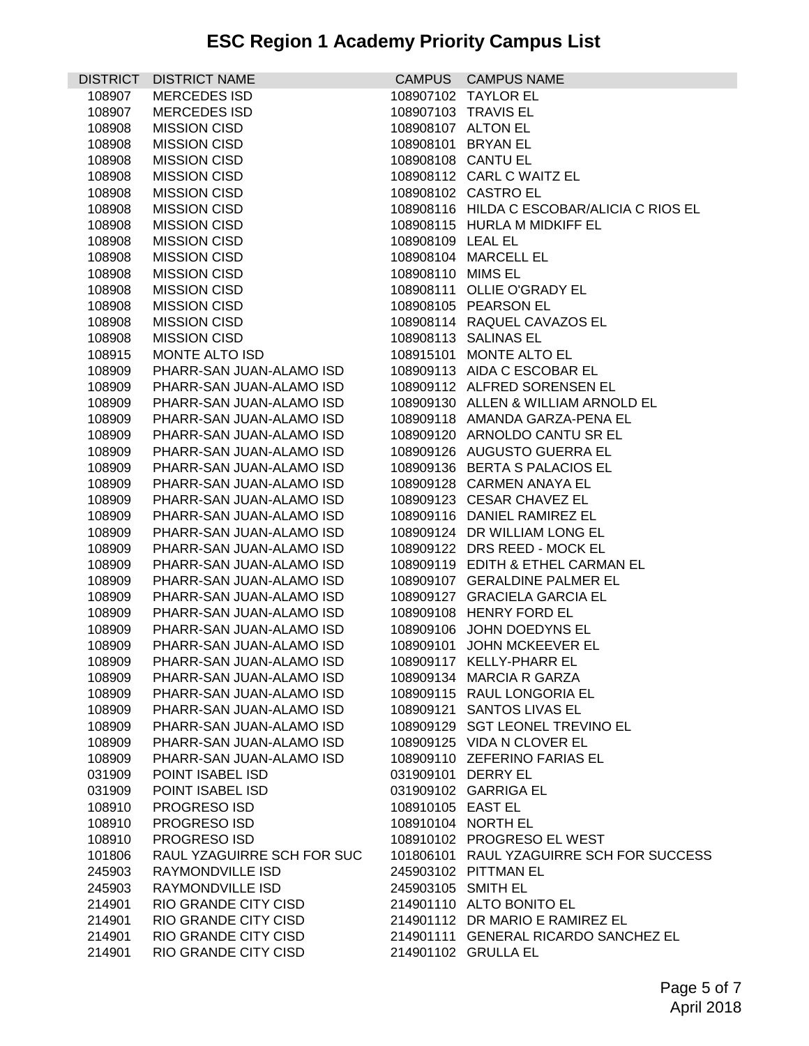# ESC Region 1 Academy Priority Campus List

| DISTRICT | DISTRICT NAME | CAMPUS | CAMPUS NAME |
|---|---|---|---|
| 108907 | MERCEDES ISD | 108907102 | TAYLOR EL |
| 108907 | MERCEDES ISD | 108907103 | TRAVIS EL |
| 108908 | MISSION CISD | 108908107 | ALTON EL |
| 108908 | MISSION CISD | 108908101 | BRYAN EL |
| 108908 | MISSION CISD | 108908108 | CANTU EL |
| 108908 | MISSION CISD | 108908112 | CARL C WAITZ EL |
| 108908 | MISSION CISD | 108908102 | CASTRO EL |
| 108908 | MISSION CISD | 108908116 | HILDA C ESCOBAR/ALICIA C RIOS EL |
| 108908 | MISSION CISD | 108908115 | HURLA M MIDKIFF EL |
| 108908 | MISSION CISD | 108908109 | LEAL EL |
| 108908 | MISSION CISD | 108908104 | MARCELL EL |
| 108908 | MISSION CISD | 108908110 | MIMS EL |
| 108908 | MISSION CISD | 108908111 | OLLIE O'GRADY EL |
| 108908 | MISSION CISD | 108908105 | PEARSON EL |
| 108908 | MISSION CISD | 108908114 | RAQUEL CAVAZOS EL |
| 108908 | MISSION CISD | 108908113 | SALINAS EL |
| 108915 | MONTE ALTO ISD | 108915101 | MONTE ALTO EL |
| 108909 | PHARR-SAN JUAN-ALAMO ISD | 108909113 | AIDA C ESCOBAR EL |
| 108909 | PHARR-SAN JUAN-ALAMO ISD | 108909112 | ALFRED SORENSEN EL |
| 108909 | PHARR-SAN JUAN-ALAMO ISD | 108909130 | ALLEN & WILLIAM ARNOLD EL |
| 108909 | PHARR-SAN JUAN-ALAMO ISD | 108909118 | AMANDA GARZA-PENA EL |
| 108909 | PHARR-SAN JUAN-ALAMO ISD | 108909120 | ARNOLDO CANTU SR EL |
| 108909 | PHARR-SAN JUAN-ALAMO ISD | 108909126 | AUGUSTO GUERRA EL |
| 108909 | PHARR-SAN JUAN-ALAMO ISD | 108909136 | BERTA S PALACIOS EL |
| 108909 | PHARR-SAN JUAN-ALAMO ISD | 108909128 | CARMEN ANAYA EL |
| 108909 | PHARR-SAN JUAN-ALAMO ISD | 108909123 | CESAR CHAVEZ EL |
| 108909 | PHARR-SAN JUAN-ALAMO ISD | 108909116 | DANIEL RAMIREZ EL |
| 108909 | PHARR-SAN JUAN-ALAMO ISD | 108909124 | DR WILLIAM LONG EL |
| 108909 | PHARR-SAN JUAN-ALAMO ISD | 108909122 | DRS REED - MOCK EL |
| 108909 | PHARR-SAN JUAN-ALAMO ISD | 108909119 | EDITH & ETHEL CARMAN EL |
| 108909 | PHARR-SAN JUAN-ALAMO ISD | 108909107 | GERALDINE PALMER EL |
| 108909 | PHARR-SAN JUAN-ALAMO ISD | 108909127 | GRACIELA GARCIA EL |
| 108909 | PHARR-SAN JUAN-ALAMO ISD | 108909108 | HENRY FORD EL |
| 108909 | PHARR-SAN JUAN-ALAMO ISD | 108909106 | JOHN DOEDYNS EL |
| 108909 | PHARR-SAN JUAN-ALAMO ISD | 108909101 | JOHN MCKEEVER EL |
| 108909 | PHARR-SAN JUAN-ALAMO ISD | 108909117 | KELLY-PHARR EL |
| 108909 | PHARR-SAN JUAN-ALAMO ISD | 108909134 | MARCIA R GARZA |
| 108909 | PHARR-SAN JUAN-ALAMO ISD | 108909115 | RAUL LONGORIA EL |
| 108909 | PHARR-SAN JUAN-ALAMO ISD | 108909121 | SANTOS LIVAS EL |
| 108909 | PHARR-SAN JUAN-ALAMO ISD | 108909129 | SGT LEONEL TREVINO EL |
| 108909 | PHARR-SAN JUAN-ALAMO ISD | 108909125 | VIDA N CLOVER EL |
| 108909 | PHARR-SAN JUAN-ALAMO ISD | 108909110 | ZEFERINO FARIAS EL |
| 031909 | POINT ISABEL ISD | 031909101 | DERRY EL |
| 031909 | POINT ISABEL ISD | 031909102 | GARRIGA EL |
| 108910 | PROGRESO ISD | 108910105 | EAST EL |
| 108910 | PROGRESO ISD | 108910104 | NORTH EL |
| 108910 | PROGRESO ISD | 108910102 | PROGRESO EL WEST |
| 101806 | RAUL YZAGUIRRE SCH FOR SUC | 101806101 | RAUL YZAGUIRRE SCH FOR SUCCESS |
| 245903 | RAYMONDVILLE ISD | 245903102 | PITTMAN EL |
| 245903 | RAYMONDVILLE ISD | 245903105 | SMITH EL |
| 214901 | RIO GRANDE CITY CISD | 214901110 | ALTO BONITO EL |
| 214901 | RIO GRANDE CITY CISD | 214901112 | DR MARIO E RAMIREZ EL |
| 214901 | RIO GRANDE CITY CISD | 214901111 | GENERAL RICARDO SANCHEZ EL |
| 214901 | RIO GRANDE CITY CISD | 214901102 | GRULLA EL |

April 2018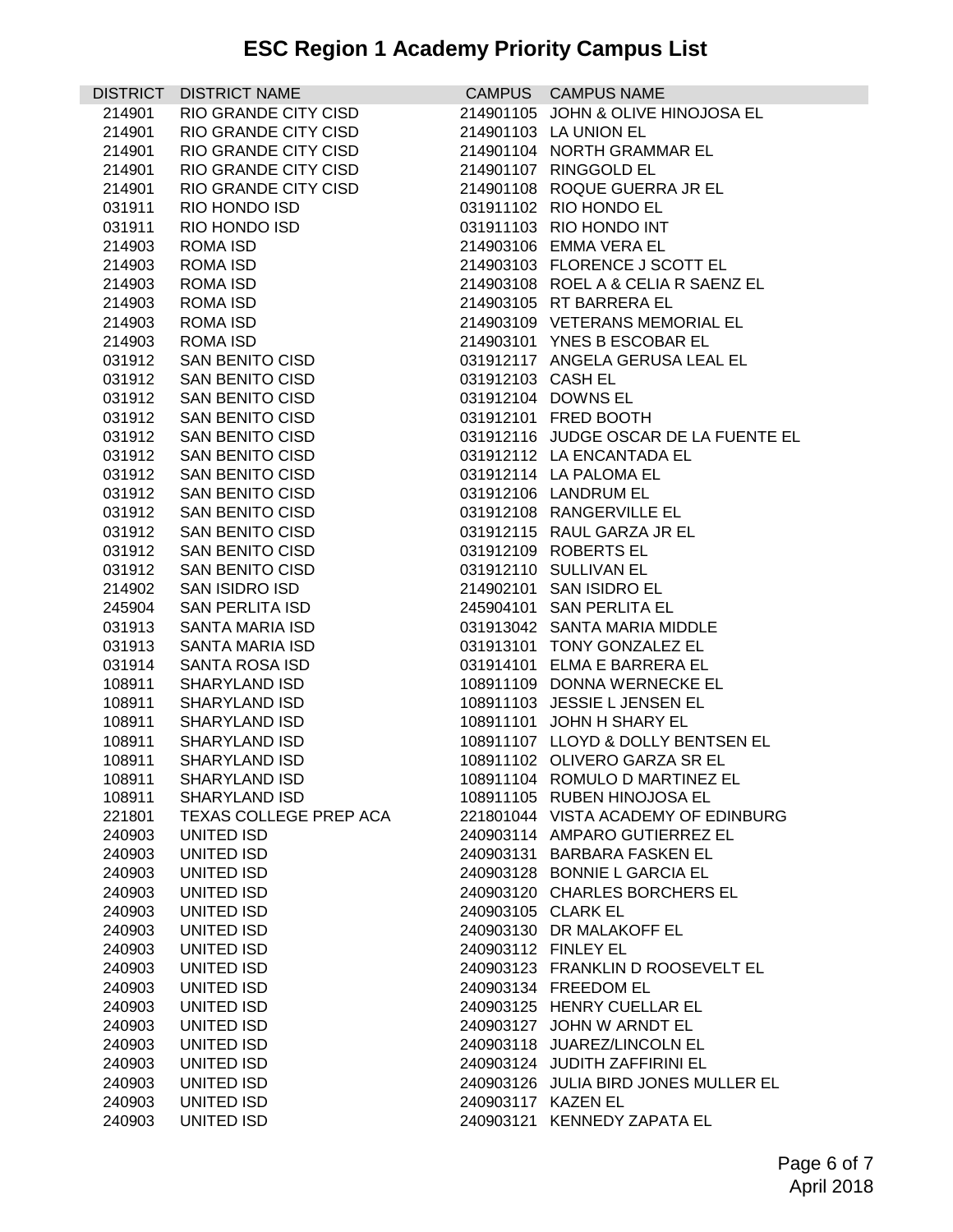# ESC Region 1 Academy Priority Campus List

| DISTRICT | DISTRICT NAME | CAMPUS | CAMPUS NAME |
|---|---|---|---|
| 214901 | RIO GRANDE CITY CISD | 214901105 | JOHN & OLIVE HINOJOSA EL |
| 214901 | RIO GRANDE CITY CISD | 214901103 | LA UNION EL |
| 214901 | RIO GRANDE CITY CISD | 214901104 | NORTH GRAMMAR EL |
| 214901 | RIO GRANDE CITY CISD | 214901107 | RINGGOLD EL |
| 214901 | RIO GRANDE CITY CISD | 214901108 | ROQUE GUERRA JR EL |
| 031911 | RIO HONDO ISD | 031911102 | RIO HONDO EL |
| 031911 | RIO HONDO ISD | 031911103 | RIO HONDO INT |
| 214903 | ROMA ISD | 214903106 | EMMA VERA EL |
| 214903 | ROMA ISD | 214903103 | FLORENCE J SCOTT EL |
| 214903 | ROMA ISD | 214903108 | ROEL A & CELIA R SAENZ EL |
| 214903 | ROMA ISD | 214903105 | RT BARRERA EL |
| 214903 | ROMA ISD | 214903109 | VETERANS MEMORIAL EL |
| 214903 | ROMA ISD | 214903101 | YNES B ESCOBAR EL |
| 031912 | SAN BENITO CISD | 031912117 | ANGELA GERUSA LEAL EL |
| 031912 | SAN BENITO CISD | 031912103 | CASH EL |
| 031912 | SAN BENITO CISD | 031912104 | DOWNS EL |
| 031912 | SAN BENITO CISD | 031912101 | FRED BOOTH |
| 031912 | SAN BENITO CISD | 031912116 | JUDGE OSCAR DE LA FUENTE EL |
| 031912 | SAN BENITO CISD | 031912112 | LA ENCANTADA EL |
| 031912 | SAN BENITO CISD | 031912114 | LA PALOMA EL |
| 031912 | SAN BENITO CISD | 031912106 | LANDRUM EL |
| 031912 | SAN BENITO CISD | 031912108 | RANGERVILLE EL |
| 031912 | SAN BENITO CISD | 031912115 | RAUL GARZA JR EL |
| 031912 | SAN BENITO CISD | 031912109 | ROBERTS EL |
| 031912 | SAN BENITO CISD | 031912110 | SULLIVAN EL |
| 214902 | SAN ISIDRO ISD | 214902101 | SAN ISIDRO EL |
| 245904 | SAN PERLITA ISD | 245904101 | SAN PERLITA EL |
| 031913 | SANTA MARIA ISD | 031913042 | SANTA MARIA MIDDLE |
| 031913 | SANTA MARIA ISD | 031913101 | TONY GONZALEZ EL |
| 031914 | SANTA ROSA ISD | 031914101 | ELMA E BARRERA EL |
| 108911 | SHARYLAND ISD | 108911109 | DONNA WERNECKE EL |
| 108911 | SHARYLAND ISD | 108911103 | JESSIE L JENSEN EL |
| 108911 | SHARYLAND ISD | 108911101 | JOHN H SHARY EL |
| 108911 | SHARYLAND ISD | 108911107 | LLOYD & DOLLY BENTSEN EL |
| 108911 | SHARYLAND ISD | 108911102 | OLIVERO GARZA SR EL |
| 108911 | SHARYLAND ISD | 108911104 | ROMULO D MARTINEZ EL |
| 108911 | SHARYLAND ISD | 108911105 | RUBEN HINOJOSA EL |
| 221801 | TEXAS COLLEGE PREP ACA | 221801044 | VISTA ACADEMY OF EDINBURG |
| 240903 | UNITED ISD | 240903114 | AMPARO GUTIERREZ EL |
| 240903 | UNITED ISD | 240903131 | BARBARA FASKEN EL |
| 240903 | UNITED ISD | 240903128 | BONNIE L GARCIA EL |
| 240903 | UNITED ISD | 240903120 | CHARLES BORCHERS EL |
| 240903 | UNITED ISD | 240903105 | CLARK EL |
| 240903 | UNITED ISD | 240903130 | DR MALAKOFF EL |
| 240903 | UNITED ISD | 240903112 | FINLEY EL |
| 240903 | UNITED ISD | 240903123 | FRANKLIN D ROOSEVELT EL |
| 240903 | UNITED ISD | 240903134 | FREEDOM EL |
| 240903 | UNITED ISD | 240903125 | HENRY CUELLAR EL |
| 240903 | UNITED ISD | 240903127 | JOHN W ARNDT EL |
| 240903 | UNITED ISD | 240903118 | JUAREZ/LINCOLN EL |
| 240903 | UNITED ISD | 240903124 | JUDITH ZAFFIRINI EL |
| 240903 | UNITED ISD | 240903126 | JULIA BIRD JONES MULLER EL |
| 240903 | UNITED ISD | 240903117 | KAZEN EL |
| 240903 | UNITED ISD | 240903121 | KENNEDY ZAPATA EL |

April 2018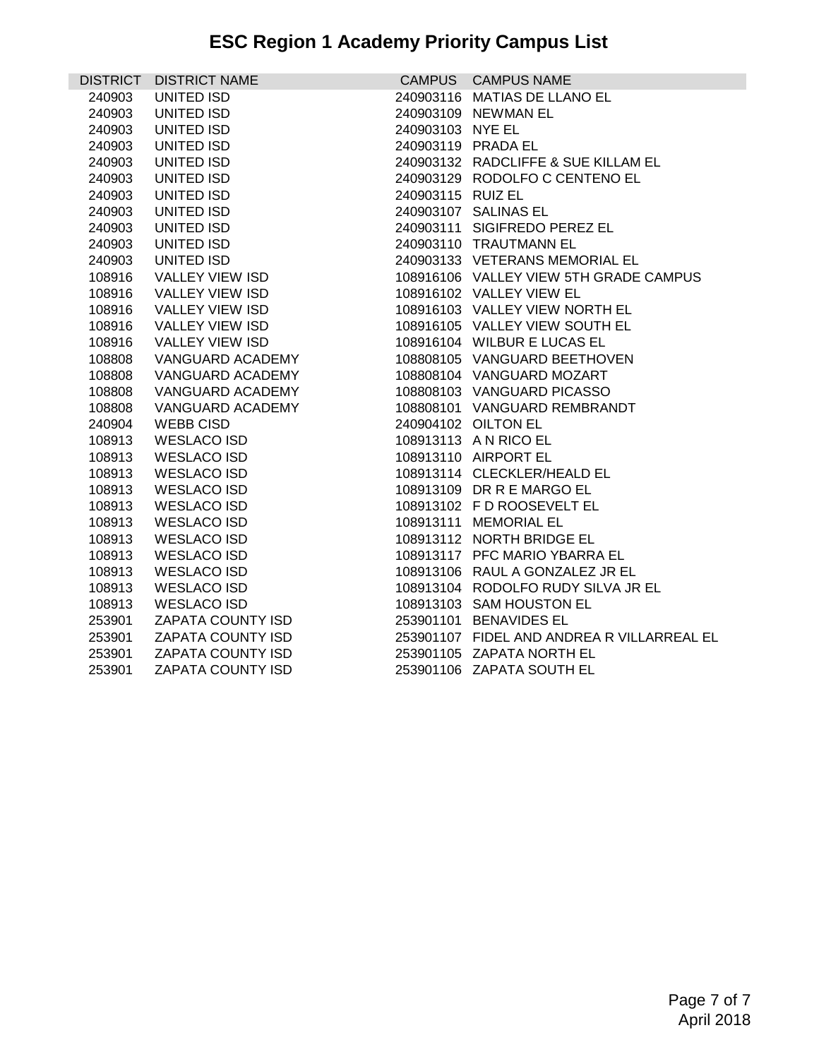# ESC Region 1 Academy Priority Campus List

| DISTRICT | DISTRICT NAME | CAMPUS | CAMPUS NAME |
|---|---|---|---|
| 240903 | UNITED ISD | 240903116 | MATIAS DE LLANO EL |
| 240903 | UNITED ISD | 240903109 | NEWMAN EL |
| 240903 | UNITED ISD | 240903103 | NYE EL |
| 240903 | UNITED ISD | 240903119 | PRADA EL |
| 240903 | UNITED ISD | 240903132 | RADCLIFFE & SUE KILLAM EL |
| 240903 | UNITED ISD | 240903129 | RODOLFO C CENTENO EL |
| 240903 | UNITED ISD | 240903115 | RUIZ EL |
| 240903 | UNITED ISD | 240903107 | SALINAS EL |
| 240903 | UNITED ISD | 240903111 | SIGIFREDO PEREZ EL |
| 240903 | UNITED ISD | 240903110 | TRAUTMANN EL |
| 240903 | UNITED ISD | 240903133 | VETERANS MEMORIAL EL |
| 108916 | VALLEY VIEW ISD | 108916106 | VALLEY VIEW 5TH GRADE CAMPUS |
| 108916 | VALLEY VIEW ISD | 108916102 | VALLEY VIEW EL |
| 108916 | VALLEY VIEW ISD | 108916103 | VALLEY VIEW NORTH EL |
| 108916 | VALLEY VIEW ISD | 108916105 | VALLEY VIEW SOUTH EL |
| 108916 | VALLEY VIEW ISD | 108916104 | WILBUR E LUCAS EL |
| 108808 | VANGUARD ACADEMY | 108808105 | VANGUARD BEETHOVEN |
| 108808 | VANGUARD ACADEMY | 108808104 | VANGUARD MOZART |
| 108808 | VANGUARD ACADEMY | 108808103 | VANGUARD PICASSO |
| 108808 | VANGUARD ACADEMY | 108808101 | VANGUARD REMBRANDT |
| 240904 | WEBB CISD | 240904102 | OILTON EL |
| 108913 | WESLACO ISD | 108913113 | A N RICO EL |
| 108913 | WESLACO ISD | 108913110 | AIRPORT EL |
| 108913 | WESLACO ISD | 108913114 | CLECKLER/HEALD EL |
| 108913 | WESLACO ISD | 108913109 | DR R E MARGO EL |
| 108913 | WESLACO ISD | 108913102 | F D ROOSEVELT EL |
| 108913 | WESLACO ISD | 108913111 | MEMORIAL EL |
| 108913 | WESLACO ISD | 108913112 | NORTH BRIDGE EL |
| 108913 | WESLACO ISD | 108913117 | PFC MARIO YBARRA EL |
| 108913 | WESLACO ISD | 108913106 | RAUL A GONZALEZ JR EL |
| 108913 | WESLACO ISD | 108913104 | RODOLFO RUDY SILVA JR EL |
| 108913 | WESLACO ISD | 108913103 | SAM HOUSTON EL |
| 253901 | ZAPATA COUNTY ISD | 253901101 | BENAVIDES EL |
| 253901 | ZAPATA COUNTY ISD | 253901107 | FIDEL AND ANDREA R VILLARREAL EL |
| 253901 | ZAPATA COUNTY ISD | 253901105 | ZAPATA NORTH EL |
| 253901 | ZAPATA COUNTY ISD | 253901106 | ZAPATA SOUTH EL |

April 2018